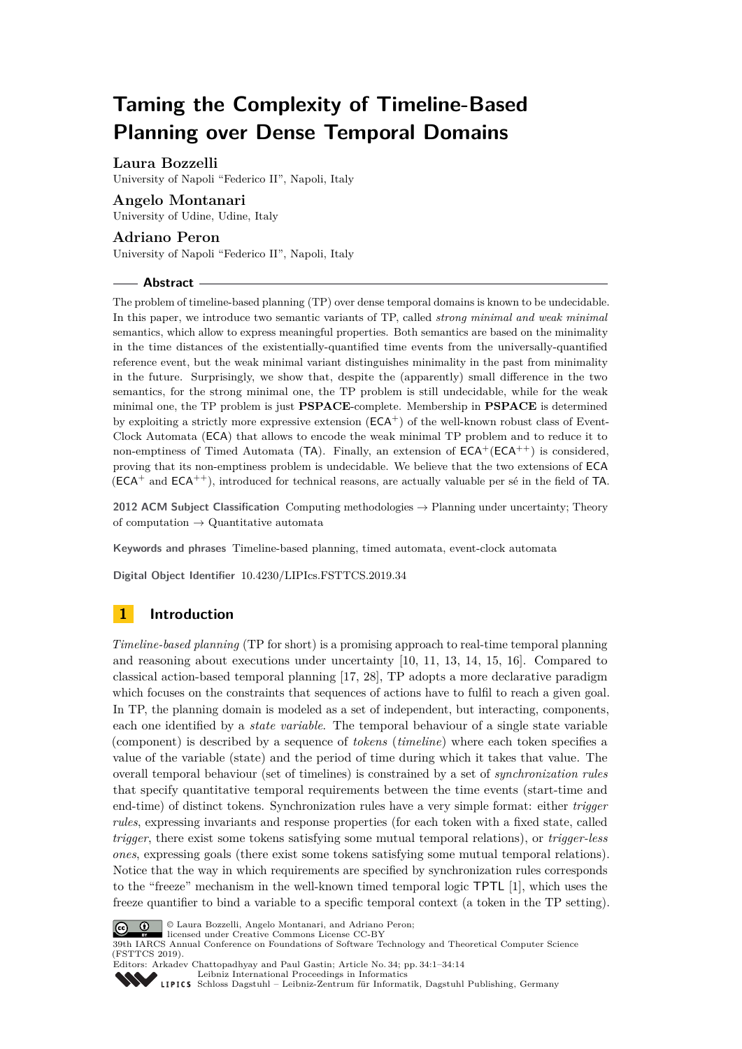# Taming the Complexity of Timeline-Based Planning over Dense Temporal Domains

**Laura Bozzelli**
University of Napoli "Federico II", Napoli, Italy

**Angelo Montanari**
University of Udine, Udine, Italy

**Adriano Peron**
University of Napoli "Federico II", Napoli, Italy

## Abstract

The problem of timeline-based planning (TP) over dense temporal domains is known to be undecidable. In this paper, we introduce two semantic variants of TP, called *strong minimal and weak minimal* semantics, which allow to express meaningful properties. Both semantics are based on the minimality in the time distances of the existentially-quantified time events from the universally-quantified reference event, but the weak minimal variant distinguishes minimality in the past from minimality in the future. Surprisingly, we show that, despite the (apparently) small difference in the two semantics, for the strong minimal one, the TP problem is still undecidable, while for the weak minimal one, the TP problem is just **PSPACE**-complete. Membership in **PSPACE** is determined by exploiting a strictly more expressive extension ($\mathsf{ECA}^+$) of the well-known robust class of Event-Clock Automata ($\mathsf{ECA}$) that allows to encode the weak minimal TP problem and to reduce it to non-emptiness of Timed Automata ($\mathsf{TA}$). Finally, an extension of $\mathsf{ECA}^+$($\mathsf{ECA}^{++}$) is considered, proving that its non-emptiness problem is undecidable. We believe that the two extensions of $\mathsf{ECA}$ ($\mathsf{ECA}^+$ and $\mathsf{ECA}^{++}$), introduced for technical reasons, are actually valuable per sé in the field of $\mathsf{TA}$.

**2012 ACM Subject Classification** Computing methodologies → Planning under uncertainty; Theory of computation → Quantitative automata

**Keywords and phrases** Timeline-based planning, timed automata, event-clock automata

**Digital Object Identifier** 10.4230/LIPIcs.FSTTCS.2019.34

## 1 Introduction

*Timeline-based planning* (TP for short) is a promising approach to real-time temporal planning and reasoning about executions under uncertainty [10, 11, 13, 14, 15, 16]. Compared to classical action-based temporal planning [17, 28], TP adopts a more declarative paradigm which focuses on the constraints that sequences of actions have to fulfil to reach a given goal. In TP, the planning domain is modeled as a set of independent, but interacting, components, each one identified by a *state variable*. The temporal behaviour of a single state variable (component) is described by a sequence of *tokens* (*timeline*) where each token specifies a value of the variable (state) and the period of time during which it takes that value. The overall temporal behaviour (set of timelines) is constrained by a set of *synchronization rules* that specify quantitative temporal requirements between the time events (start-time and end-time) of distinct tokens. Synchronization rules have a very simple format: either *trigger rules*, expressing invariants and response properties (for each token with a fixed state, called *trigger*, there exist some tokens satisfying some mutual temporal relations), or *trigger-less ones*, expressing goals (there exist some tokens satisfying some mutual temporal relations). Notice that the way in which requirements are specified by synchronization rules corresponds to the "freeze" mechanism in the well-known timed temporal logic $\mathsf{TPTL}$ [1], which uses the freeze quantifier to bind a variable to a specific temporal context (a token in the TP setting).

© Laura Bozzelli, Angelo Montanari, and Adriano Peron;
licensed under Creative Commons License CC-BY
39th IARCS Annual Conference on Foundations of Software Technology and Theoretical Computer Science (FSTTCS 2019).
Editors: Arkadev Chattopadhyay and Paul Gastin; Article No. 34; pp. 34:1–34:14
Leibniz International Proceedings in Informatics
Schloss Dagstuhl – Leibniz-Zentrum für Informatik, Dagstuhl Publishing, Germany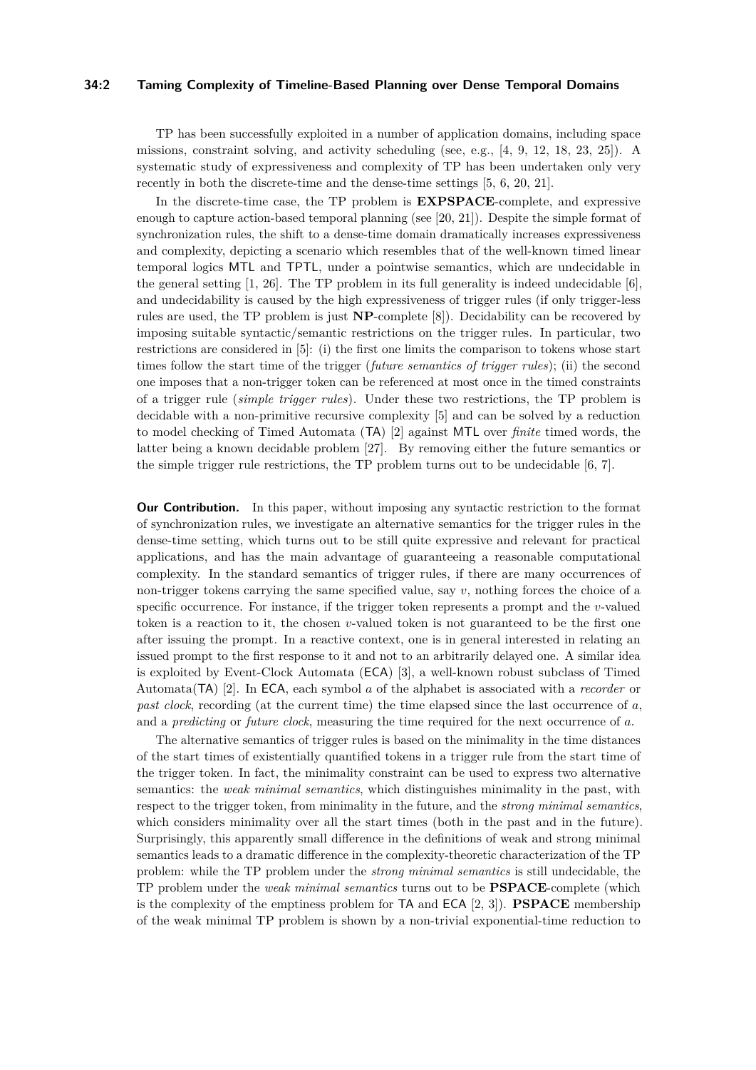TP has been successfully exploited in a number of application domains, including space missions, constraint solving, and activity scheduling (see, e.g., [4, 9, 12, 18, 23, 25]). A systematic study of expressiveness and complexity of TP has been undertaken only very recently in both the discrete-time and the dense-time settings [5, 6, 20, 21].

In the discrete-time case, the TP problem is **EXPSPACE**-complete, and expressive enough to capture action-based temporal planning (see [20, 21]). Despite the simple format of synchronization rules, the shift to a dense-time domain dramatically increases expressiveness and complexity, depicting a scenario which resembles that of the well-known timed linear temporal logics MTL and TPTL, under a pointwise semantics, which are undecidable in the general setting [1, 26]. The TP problem in its full generality is indeed undecidable [6], and undecidability is caused by the high expressiveness of trigger rules (if only trigger-less rules are used, the TP problem is just **NP**-complete [8]). Decidability can be recovered by imposing suitable syntactic/semantic restrictions on the trigger rules. In particular, two restrictions are considered in [5]: (i) the first one limits the comparison to tokens whose start times follow the start time of the trigger (*future semantics of trigger rules*); (ii) the second one imposes that a non-trigger token can be referenced at most once in the timed constraints of a trigger rule (*simple trigger rules*). Under these two restrictions, the TP problem is decidable with a non-primitive recursive complexity [5] and can be solved by a reduction to model checking of Timed Automata (TA) [2] against MTL over *finite* timed words, the latter being a known decidable problem [27]. By removing either the future semantics or the simple trigger rule restrictions, the TP problem turns out to be undecidable [6, 7].

**Our Contribution.** In this paper, without imposing any syntactic restriction to the format of synchronization rules, we investigate an alternative semantics for the trigger rules in the dense-time setting, which turns out to be still quite expressive and relevant for practical applications, and has the main advantage of guaranteeing a reasonable computational complexity. In the standard semantics of trigger rules, if there are many occurrences of non-trigger tokens carrying the same specified value, say $v$, nothing forces the choice of a specific occurrence. For instance, if the trigger token represents a prompt and the $v$-valued token is a reaction to it, the chosen $v$-valued token is not guaranteed to be the first one after issuing the prompt. In a reactive context, one is in general interested in relating an issued prompt to the first response to it and not to an arbitrarily delayed one. A similar idea is exploited by Event-Clock Automata (ECA) [3], a well-known robust subclass of Timed Automata(TA) [2]. In ECA, each symbol $a$ of the alphabet is associated with a *recorder* or *past clock*, recording (at the current time) the time elapsed since the last occurrence of $a$, and a *predicting* or *future clock*, measuring the time required for the next occurrence of $a$.

The alternative semantics of trigger rules is based on the minimality in the time distances of the start times of existentially quantified tokens in a trigger rule from the start time of the trigger token. In fact, the minimality constraint can be used to express two alternative semantics: the *weak minimal semantics*, which distinguishes minimality in the past, with respect to the trigger token, from minimality in the future, and the *strong minimal semantics*, which considers minimality over all the start times (both in the past and in the future). Surprisingly, this apparently small difference in the definitions of weak and strong minimal semantics leads to a dramatic difference in the complexity-theoretic characterization of the TP problem: while the TP problem under the *strong minimal semantics* is still undecidable, the TP problem under the *weak minimal semantics* turns out to be **PSPACE**-complete (which is the complexity of the emptiness problem for TA and ECA [2, 3]). **PSPACE** membership of the weak minimal TP problem is shown by a non-trivial exponential-time reduction to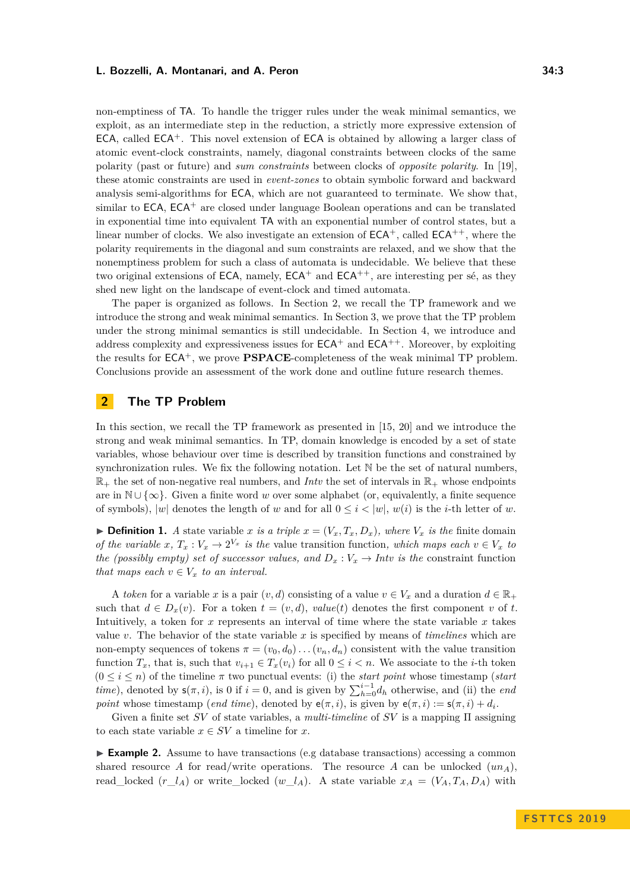non-emptiness of TA. To handle the trigger rules under the weak minimal semantics, we exploit, as an intermediate step in the reduction, a strictly more expressive extension of ECA, called $\mathsf{ECA}^+$. This novel extension of ECA is obtained by allowing a larger class of atomic event-clock constraints, namely, diagonal constraints between clocks of the same polarity (past or future) and *sum constraints* between clocks of *opposite polarity*. In [19], these atomic constraints are used in *event-zones* to obtain symbolic forward and backward analysis semi-algorithms for ECA, which are not guaranteed to terminate. We show that, similar to ECA, $\mathsf{ECA}^+$ are closed under language Boolean operations and can be translated in exponential time into equivalent TA with an exponential number of control states, but a linear number of clocks. We also investigate an extension of $\mathsf{ECA}^+$, called $\mathsf{ECA}^{++}$, where the polarity requirements in the diagonal and sum constraints are relaxed, and we show that the nonemptiness problem for such a class of automata is undecidable. We believe that these two original extensions of ECA, namely, $\mathsf{ECA}^+$ and $\mathsf{ECA}^{++}$, are interesting per sé, as they shed new light on the landscape of event-clock and timed automata.

The paper is organized as follows. In Section 2, we recall the TP framework and we introduce the strong and weak minimal semantics. In Section 3, we prove that the TP problem under the strong minimal semantics is still undecidable. In Section 4, we introduce and address complexity and expressiveness issues for $\mathsf{ECA}^+$ and $\mathsf{ECA}^{++}$. Moreover, by exploiting the results for $\mathsf{ECA}^+$, we prove **PSPACE**-completeness of the weak minimal TP problem. Conclusions provide an assessment of the work done and outline future research themes.

## 2 The TP Problem

In this section, we recall the TP framework as presented in [15, 20] and we introduce the strong and weak minimal semantics. In TP, domain knowledge is encoded by a set of state variables, whose behaviour over time is described by transition functions and constrained by synchronization rules. We fix the following notation. Let $\mathbb{N}$ be the set of natural numbers, $\mathbb{R}_+$ the set of non-negative real numbers, and *Intv* the set of intervals in $\mathbb{R}_+$ whose endpoints are in $\mathbb{N} \cup \{\infty\}$. Given a finite word $w$ over some alphabet (or, equivalently, a finite sequence of symbols), $|w|$ denotes the length of $w$ and for all $0 \leq i < |w|$, $w(i)$ is the $i$-th letter of $w$.

▶ **Definition 1.** *A state variable $x$ is a triple $x = (V_x, T_x, D_x)$, where $V_x$ is the* finite domain *of the variable $x$, $T_x : V_x \to 2^{V_x}$ is the* value transition function*, which maps each $v \in V_x$ to the (possibly empty) set of successor values, and $D_x : V_x \to Intv$ is the* constraint function *that maps each $v \in V_x$ to an interval.*

A *token* for a variable $x$ is a pair $(v, d)$ consisting of a value $v \in V_x$ and a duration $d \in \mathbb{R}_+$ such that $d \in D_x(v)$. For a token $t = (v, d)$, *value*$(t)$ denotes the first component $v$ of $t$. Intuitively, a token for $x$ represents an interval of time where the state variable $x$ takes value $v$. The behavior of the state variable $x$ is specified by means of *timelines* which are non-empty sequences of tokens $\pi = (v_0, d_0) \dots (v_n, d_n)$ consistent with the value transition function $T_x$, that is, such that $v_{i+1} \in T_x(v_i)$ for all $0 \leq i < n$. We associate to the $i$-th token $(0 \leq i \leq n)$ of the timeline $\pi$ two punctual events: (i) the *start point* whose timestamp (*start time*), denoted by $\mathsf{s}(\pi, i)$, is 0 if $i = 0$, and is given by $\sum_{h=0}^{i-1} d_h$ otherwise, and (ii) the *end point* whose timestamp (*end time*), denoted by $\mathsf{e}(\pi, i)$, is given by $\mathsf{e}(\pi, i) := \mathsf{s}(\pi, i) + d_i$.

Given a finite set $SV$ of state variables, a *multi-timeline* of $SV$ is a mapping $\Pi$ assigning to each state variable $x \in SV$ a timeline for $x$.

▶ **Example 2.** Assume to have transactions (e.g database transactions) accessing a common shared resource $A$ for read/write operations. The resource $A$ can be unlocked ($un_A$), read_locked ($r\_l_A$) or write_locked ($w\_l_A$). A state variable $x_A = (V_A, T_A, D_A)$ with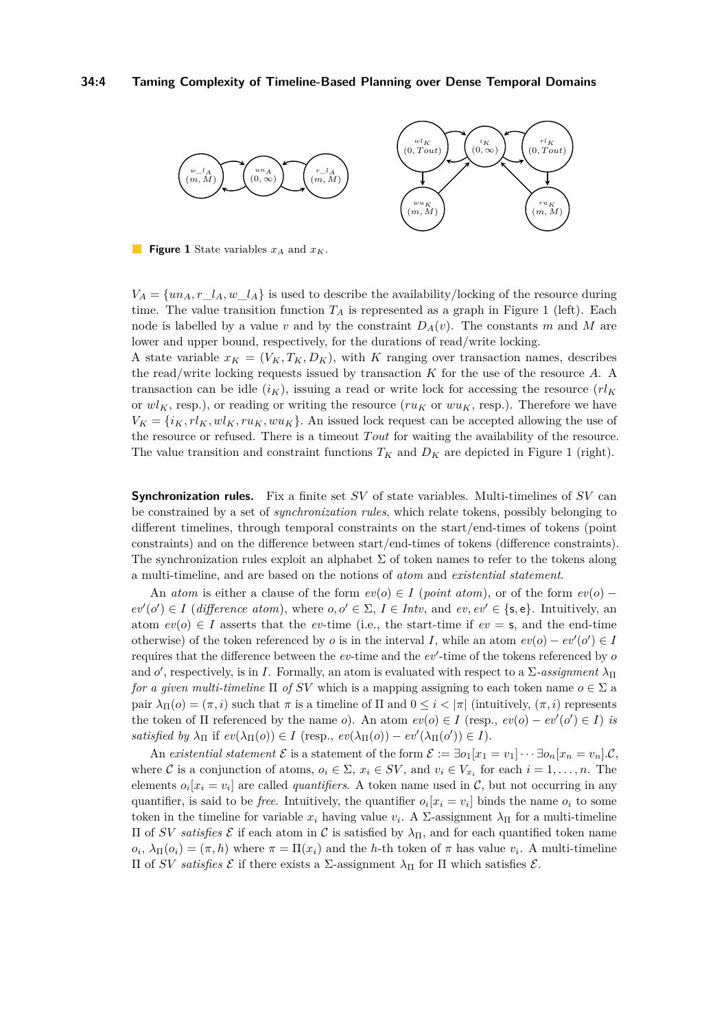**Figure 1** State variables $x_A$ and $x_K$.

$V_A = \{un_A, r\_l_A, w\_l_A\}$ is used to describe the availability/locking of the resource during time. The value transition function $T_A$ is represented as a graph in Figure 1 (left). Each node is labelled by a value $v$ and by the constraint $D_A(v)$. The constants $m$ and $M$ are lower and upper bound, respectively, for the durations of read/write locking.

A state variable $x_K = (V_K, T_K, D_K)$, with $K$ ranging over transaction names, describes the read/write locking requests issued by transaction $K$ for the use of the resource $A$. A transaction can be idle ($i_K$), issuing a read or write lock for accessing the resource ($rl_K$ or $wl_K$, resp.), or reading or writing the resource ($ru_K$ or $wu_K$, resp.). Therefore we have $V_K = \{i_K, rl_K, wl_K, ru_K, wu_K\}$. An issued lock request can be accepted allowing the use of the resource or refused. There is a timeout $Tout$ for waiting the availability of the resource. The value transition and constraint functions $T_K$ and $D_K$ are depicted in Figure 1 (right).

**Synchronization rules.** Fix a finite set $SV$ of state variables. Multi-timelines of $SV$ can be constrained by a set of *synchronization rules*, which relate tokens, possibly belonging to different timelines, through temporal constraints on the start/end-times of tokens (point constraints) and on the difference between start/end-times of tokens (difference constraints). The synchronization rules exploit an alphabet $\Sigma$ of token names to refer to the tokens along a multi-timeline, and are based on the notions of *atom* and *existential statement*.

An *atom* is either a clause of the form $ev(o) \in I$ (*point atom*), or of the form $ev(o) - ev'(o') \in I$ (*difference atom*), where $o, o' \in \Sigma$, $I \in Intv$, and $ev, ev' \in \{\mathsf{s}, \mathsf{e}\}$. Intuitively, an atom $ev(o) \in I$ asserts that the $ev$-time (i.e., the start-time if $ev = \mathsf{s}$, and the end-time otherwise) of the token referenced by $o$ is in the interval $I$, while an atom $ev(o) - ev'(o') \in I$ requires that the difference between the $ev$-time and the $ev'$-time of the tokens referenced by $o$ and $o'$, respectively, is in $I$. Formally, an atom is evaluated with respect to a $\Sigma$*-assignment* $\lambda_\Pi$ *for a given multi-timeline* $\Pi$ *of* $SV$ which is a mapping assigning to each token name $o \in \Sigma$ a pair $\lambda_\Pi(o) = (\pi, i)$ such that $\pi$ is a timeline of $\Pi$ and $0 \leq i < |\pi|$ (intuitively, $(\pi, i)$ represents the token of $\Pi$ referenced by the name $o$). An atom $ev(o) \in I$ (resp., $ev(o) - ev'(o') \in I$) *is satisfied by* $\lambda_\Pi$ if $ev(\lambda_\Pi(o)) \in I$ (resp., $ev(\lambda_\Pi(o)) - ev'(\lambda_\Pi(o')) \in I$).

An *existential statement* $\mathcal{E}$ is a statement of the form $\mathcal{E} := \exists o_1[x_1 = v_1] \cdots \exists o_n[x_n = v_n].\mathcal{C}$, where $\mathcal{C}$ is a conjunction of atoms, $o_i \in \Sigma$, $x_i \in SV$, and $v_i \in V_{x_i}$ for each $i = 1, \ldots, n$. The elements $o_i[x_i = v_i]$ are called *quantifiers*. A token name used in $\mathcal{C}$, but not occurring in any quantifier, is said to be *free*. Intuitively, the quantifier $o_i[x_i = v_i]$ binds the name $o_i$ to some token in the timeline for variable $x_i$ having value $v_i$. A $\Sigma$-assignment $\lambda_\Pi$ for a multi-timeline $\Pi$ of $SV$ *satisfies* $\mathcal{E}$ if each atom in $\mathcal{C}$ is satisfied by $\lambda_\Pi$, and for each quantified token name $o_i$, $\lambda_\Pi(o_i) = (\pi, h)$ where $\pi = \Pi(x_i)$ and the $h$-th token of $\pi$ has value $v_i$. A multi-timeline $\Pi$ of $SV$ *satisfies* $\mathcal{E}$ if there exists a $\Sigma$-assignment $\lambda_\Pi$ for $\Pi$ which satisfies $\mathcal{E}$.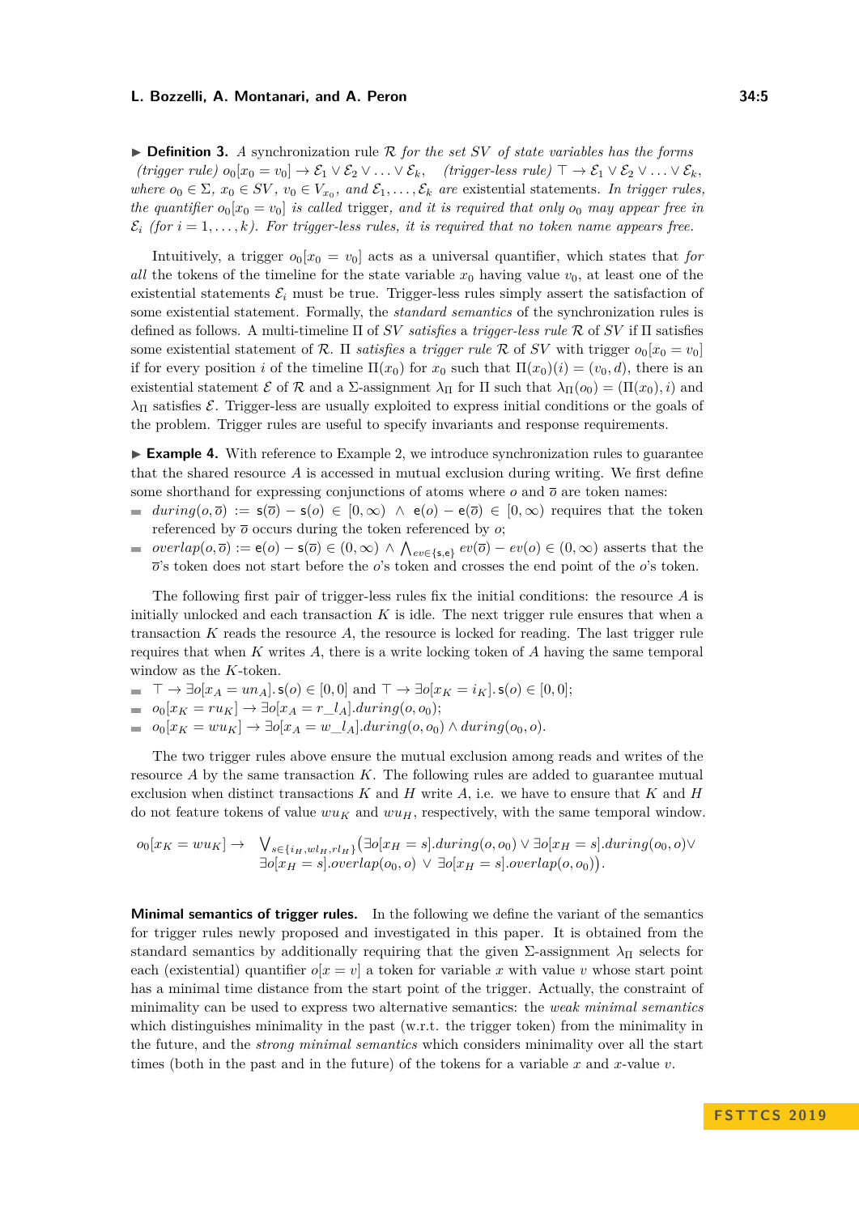▶ **Definition 3.** *A* synchronization rule *$\mathcal{R}$ for the set $SV$ of state variables has the forms (trigger rule) $o_0[x_0 = v_0] \rightarrow \mathcal{E}_1 \vee \mathcal{E}_2 \vee \ldots \vee \mathcal{E}_k$, (trigger-less rule) $\top \rightarrow \mathcal{E}_1 \vee \mathcal{E}_2 \vee \ldots \vee \mathcal{E}_k$, where $o_0 \in \Sigma$, $x_0 \in SV$, $v_0 \in V_{x_0}$, and $\mathcal{E}_1, \ldots, \mathcal{E}_k$ are* existential statements*. In trigger rules, the quantifier $o_0[x_0 = v_0]$ is called* trigger*, and it is required that only $o_0$ may appear free in $\mathcal{E}_i$ (for $i = 1, \ldots, k$). For trigger-less rules, it is required that no token name appears free.*

Intuitively, a trigger $o_0[x_0 = v_0]$ acts as a universal quantifier, which states that *for all* the tokens of the timeline for the state variable $x_0$ having value $v_0$, at least one of the existential statements $\mathcal{E}_i$ must be true. Trigger-less rules simply assert the satisfaction of some existential statement. Formally, the *standard semantics* of the synchronization rules is defined as follows. A multi-timeline $\Pi$ of $SV$ *satisfies* a *trigger-less rule* $\mathcal{R}$ of $SV$ if $\Pi$ satisfies some existential statement of $\mathcal{R}$. $\Pi$ *satisfies* a *trigger rule* $\mathcal{R}$ of $SV$ with trigger $o_0[x_0 = v_0]$ if for every position $i$ of the timeline $\Pi(x_0)$ for $x_0$ such that $\Pi(x_0)(i) = (v_0, d)$, there is an existential statement $\mathcal{E}$ of $\mathcal{R}$ and a $\Sigma$-assignment $\lambda_\Pi$ for $\Pi$ such that $\lambda_\Pi(o_0) = (\Pi(x_0), i)$ and $\lambda_\Pi$ satisfies $\mathcal{E}$. Trigger-less are usually exploited to express initial conditions or the goals of the problem. Trigger rules are useful to specify invariants and response requirements.

▶ **Example 4.** With reference to Example 2, we introduce synchronization rules to guarantee that the shared resource $A$ is accessed in mutual exclusion during writing. We first define some shorthand for expressing conjunctions of atoms where $o$ and $\overline{o}$ are token names:

- $during(o, \overline{o}) := \mathsf{s}(\overline{o}) - \mathsf{s}(o) \in [0, \infty) \ \wedge\ \mathsf{e}(o) - \mathsf{e}(\overline{o}) \in [0, \infty)$ requires that the token referenced by $\overline{o}$ occurs during the token referenced by $o$;
- $overlap(o, \overline{o}) := \mathsf{e}(o) - \mathsf{s}(\overline{o}) \in (0, \infty) \wedge \bigwedge_{ev \in \{\mathsf{s},\mathsf{e}\}} ev(\overline{o}) - ev(o) \in (0, \infty)$ asserts that the $\overline{o}$'s token does not start before the $o$'s token and crosses the end point of the $o$'s token.

The following first pair of trigger-less rules fix the initial conditions: the resource $A$ is initially unlocked and each transaction $K$ is idle. The next trigger rule ensures that when a transaction $K$ reads the resource $A$, the resource is locked for reading. The last trigger rule requires that when $K$ writes $A$, there is a write locking token of $A$ having the same temporal window as the $K$-token.

- $\top \rightarrow \exists o[x_A = un_A].\,\mathsf{s}(o) \in [0, 0]$ and $\top \rightarrow \exists o[x_K = i_K].\,\mathsf{s}(o) \in [0, 0]$;
- $o_0[x_K = ru_K] \rightarrow \exists o[x_A = r\_l_A].during(o, o_0)$;
- $o_0[x_K = wu_K] \rightarrow \exists o[x_A = w\_l_A].during(o, o_0) \wedge during(o_0, o)$.

The two trigger rules above ensure the mutual exclusion among reads and writes of the resource $A$ by the same transaction $K$. The following rules are added to guarantee mutual exclusion when distinct transactions $K$ and $H$ write $A$, i.e. we have to ensure that $K$ and $H$ do not feature tokens of value $wu_K$ and $wu_H$, respectively, with the same temporal window.

$$o_0[x_K = wu_K] \rightarrow \ \bigvee_{s \in \{i_H, wl_H, rl_H\}} \big(\exists o[x_H = s].during(o, o_0) \vee \exists o[x_H = s].during(o_0, o) \vee \exists o[x_H = s].overlap(o_0, o) \ \vee\ \exists o[x_H = s].overlap(o, o_0)\big).$$

**Minimal semantics of trigger rules.** In the following we define the variant of the semantics for trigger rules newly proposed and investigated in this paper. It is obtained from the standard semantics by additionally requiring that the given $\Sigma$-assignment $\lambda_\Pi$ selects for each (existential) quantifier $o[x = v]$ a token for variable $x$ with value $v$ whose start point has a minimal time distance from the start point of the trigger. Actually, the constraint of minimality can be used to express two alternative semantics: the *weak minimal semantics* which distinguishes minimality in the past (w.r.t. the trigger token) from the minimality in the future, and the *strong minimal semantics* which considers minimality over all the start times (both in the past and in the future) of the tokens for a variable $x$ and $x$-value $v$.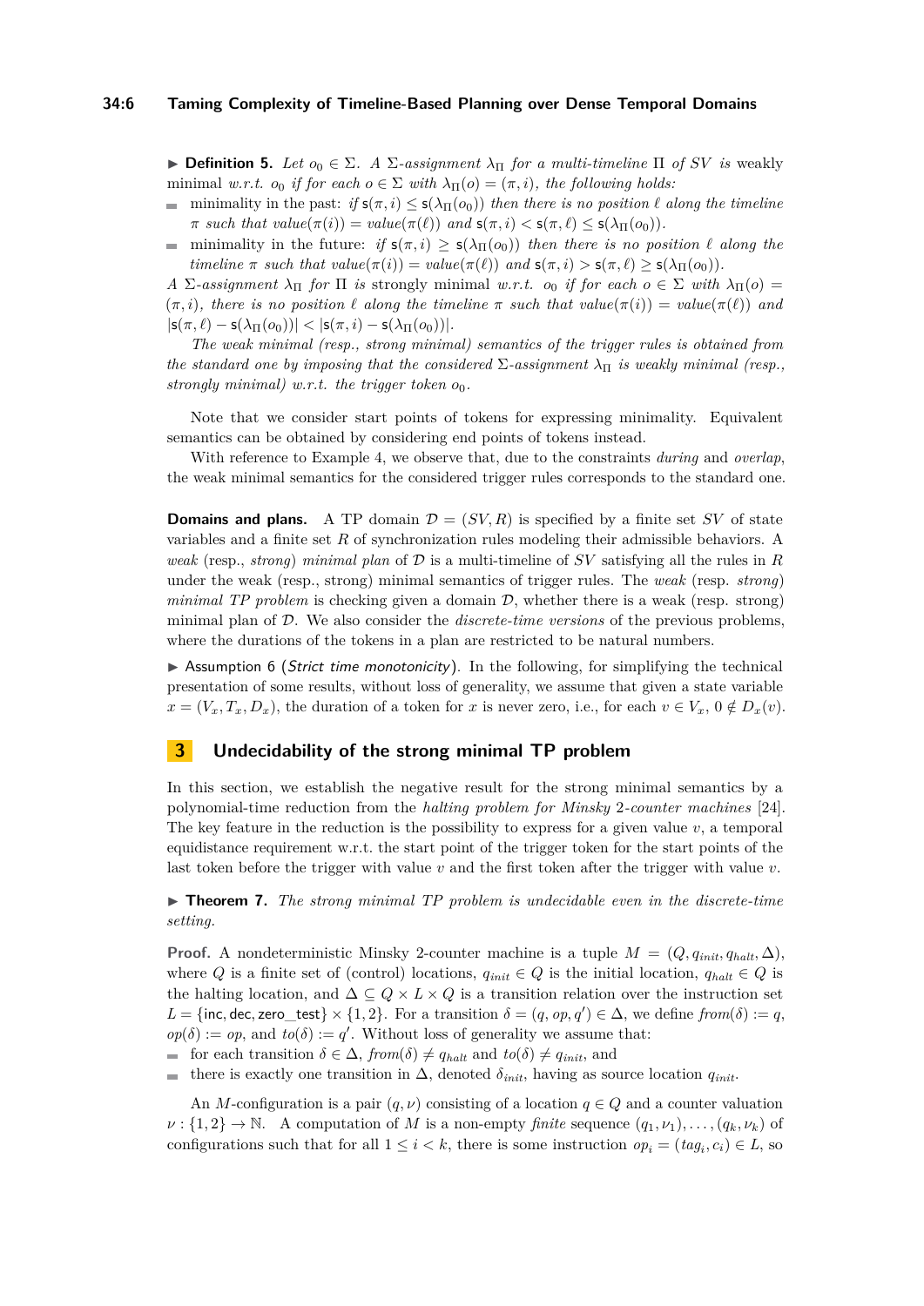▶ **Definition 5.** *Let $o_0 \in \Sigma$. A $\Sigma$-assignment $\lambda_\Pi$ for a multi-timeline $\Pi$ of $SV$ is* weakly minimal *w.r.t. $o_0$ if for each $o \in \Sigma$ with $\lambda_\Pi(o) = (\pi, i)$, the following holds:*

- minimality in the past: *if $\mathsf{s}(\pi, i) \leq \mathsf{s}(\lambda_\Pi(o_0))$ then there is no position $\ell$ along the timeline $\pi$ such that $value(\pi(i)) = value(\pi(\ell))$ and $\mathsf{s}(\pi, i) < \mathsf{s}(\pi, \ell) \leq \mathsf{s}(\lambda_\Pi(o_0))$.*
- minimality in the future: *if $\mathsf{s}(\pi, i) \geq \mathsf{s}(\lambda_\Pi(o_0))$ then there is no position $\ell$ along the timeline $\pi$ such that $value(\pi(i)) = value(\pi(\ell))$ and $\mathsf{s}(\pi, i) > \mathsf{s}(\pi, \ell) \geq \mathsf{s}(\lambda_\Pi(o_0))$.*

*A $\Sigma$-assignment $\lambda_\Pi$ for $\Pi$ is* strongly minimal *w.r.t. $o_0$ if for each $o \in \Sigma$ with $\lambda_\Pi(o) = (\pi, i)$, there is no position $\ell$ along the timeline $\pi$ such that $value(\pi(i)) = value(\pi(\ell))$ and $|\mathsf{s}(\pi, \ell) - \mathsf{s}(\lambda_\Pi(o_0))| < |\mathsf{s}(\pi, i) - \mathsf{s}(\lambda_\Pi(o_0))|$.*

*The weak minimal (resp., strong minimal) semantics of the trigger rules is obtained from the standard one by imposing that the considered $\Sigma$-assignment $\lambda_\Pi$ is weakly minimal (resp., strongly minimal) w.r.t. the trigger token $o_0$.*

Note that we consider start points of tokens for expressing minimality. Equivalent semantics can be obtained by considering end points of tokens instead.

With reference to Example 4, we observe that, due to the constraints *during* and *overlap*, the weak minimal semantics for the considered trigger rules corresponds to the standard one.

**Domains and plans.** A TP domain $\mathcal{D} = (SV, R)$ is specified by a finite set $SV$ of state variables and a finite set $R$ of synchronization rules modeling their admissible behaviors. A *weak* (resp., *strong*) *minimal plan* of $\mathcal{D}$ is a multi-timeline of $SV$ satisfying all the rules in $R$ under the weak (resp., strong) minimal semantics of trigger rules. The *weak* (resp. *strong*) *minimal TP problem* is checking given a domain $\mathcal{D}$, whether there is a weak (resp. strong) minimal plan of $\mathcal{D}$. We also consider the *discrete-time versions* of the previous problems, where the durations of the tokens in a plan are restricted to be natural numbers.

▶ Assumption 6 (*Strict time monotonicity*). In the following, for simplifying the technical presentation of some results, without loss of generality, we assume that given a state variable $x = (V_x, T_x, D_x)$, the duration of a token for $x$ is never zero, i.e., for each $v \in V_x$, $0 \notin D_x(v)$.

## 3 Undecidability of the strong minimal TP problem

In this section, we establish the negative result for the strong minimal semantics by a polynomial-time reduction from the *halting problem for Minsky 2-counter machines* [24]. The key feature in the reduction is the possibility to express for a given value $v$, a temporal equidistance requirement w.r.t. the start point of the trigger token for the start points of the last token before the trigger with value $v$ and the first token after the trigger with value $v$.

▶ **Theorem 7.** *The strong minimal TP problem is undecidable even in the discrete-time setting.*

**Proof.** A nondeterministic Minsky 2-counter machine is a tuple $M = (Q, q_{init}, q_{halt}, \Delta)$, where $Q$ is a finite set of (control) locations, $q_{init} \in Q$ is the initial location, $q_{halt} \in Q$ is the halting location, and $\Delta \subseteq Q \times L \times Q$ is a transition relation over the instruction set $L = \{\mathsf{inc}, \mathsf{dec}, \mathsf{zero\_test}\} \times \{1, 2\}$. For a transition $\delta = (q, op, q') \in \Delta$, we define $from(\delta) := q$, $op(\delta) := op$, and $to(\delta) := q'$. Without loss of generality we assume that:

- for each transition $\delta \in \Delta$, $from(\delta) \neq q_{halt}$ and $to(\delta) \neq q_{init}$, and
- there is exactly one transition in $\Delta$, denoted $\delta_{init}$, having as source location $q_{init}$.

An $M$-configuration is a pair $(q, \nu)$ consisting of a location $q \in Q$ and a counter valuation $\nu : \{1, 2\} \to \mathbb{N}$. A computation of $M$ is a non-empty *finite* sequence $(q_1, \nu_1), \ldots, (q_k, \nu_k)$ of configurations such that for all $1 \leq i < k$, there is some instruction $op_i = (tag_i, c_i) \in L$, so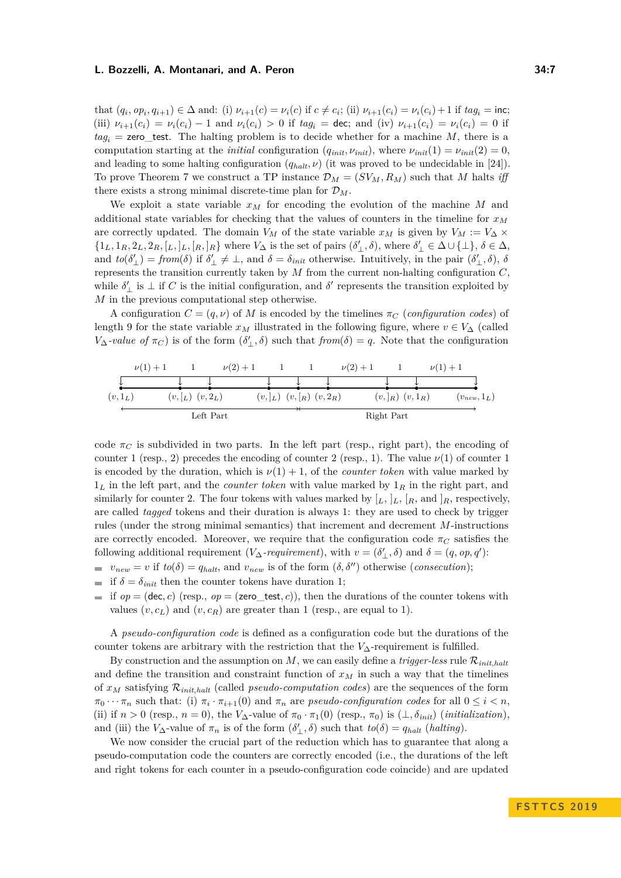that $(q_i, op_i, q_{i+1}) \in \Delta$ and: (i) $\nu_{i+1}(c) = \nu_i(c)$ if $c \neq c_i$; (ii) $\nu_{i+1}(c_i) = \nu_i(c_i) + 1$ if $tag_i = \mathsf{inc}$; (iii) $\nu_{i+1}(c_i) = \nu_i(c_i) - 1$ and $\nu_i(c_i) > 0$ if $tag_i = \mathsf{dec}$; and (iv) $\nu_{i+1}(c_i) = \nu_i(c_i) = 0$ if $tag_i = \mathsf{zero\_test}$. The halting problem is to decide whether for a machine $M$, there is a computation starting at the *initial* configuration $(q_{init}, \nu_{init})$, where $\nu_{init}(1) = \nu_{init}(2) = 0$, and leading to some halting configuration $(q_{halt}, \nu)$ (it was proved to be undecidable in [24]). To prove Theorem 7 we construct a TP instance $\mathcal{D}_M = (SV_M, R_M)$ such that $M$ halts *iff* there exists a strong minimal discrete-time plan for $\mathcal{D}_M$.

We exploit a state variable $x_M$ for encoding the evolution of the machine $M$ and additional state variables for checking that the values of counters in the timeline for $x_M$ are correctly updated. The domain $V_M$ of the state variable $x_M$ is given by $V_M := V_\Delta \times \{1_L, 1_R, 2_L, 2_R, [_L, ]_L, [_R, ]_R\}$ where $V_\Delta$ is the set of pairs $(\delta'_\perp, \delta)$, where $\delta'_\perp \in \Delta \cup \{\perp\}$, $\delta \in \Delta$, and $to(\delta'_\perp) = from(\delta)$ if $\delta'_\perp \neq \perp$, and $\delta = \delta_{init}$ otherwise. Intuitively, in the pair $(\delta'_\perp, \delta)$, $\delta$ represents the transition currently taken by $M$ from the current non-halting configuration $C$, while $\delta'_\perp$ is $\perp$ if $C$ is the initial configuration, and $\delta'$ represents the transition exploited by $M$ in the previous computational step otherwise.

A configuration $C = (q, \nu)$ of $M$ is encoded by the timelines $\pi_C$ (*configuration codes*) of length 9 for the state variable $x_M$ illustrated in the following figure, where $v \in V_\Delta$ (called $V_\Delta$*-value of* $\pi_C$) is of the form $(\delta'_\perp, \delta)$ such that $from(\delta) = q$. Note that the configuration

$\nu(1)+1$ — $1$ — $\nu(2)+1$ — $1$ — $1$ — $\nu(2)+1$ — $1$ — $\nu(1)+1$

$(v, 1_L)$ $(v, [_L)$ $(v, 2_L)$ $(v, ]_L)$ $(v, [_R)$ $(v, 2_R)$ $(v, ]_R)$ $(v, 1_R)$ $(v_{new}, 1_L)$

Left Part | Right Part

code $\pi_C$ is subdivided in two parts. In the left part (resp., right part), the encoding of counter 1 (resp., 2) precedes the encoding of counter 2 (resp., 1). The value $\nu(1)$ of counter 1 is encoded by the duration, which is $\nu(1) + 1$, of the *counter token* with value marked by $1_L$ in the left part, and the *counter token* with value marked by $1_R$ in the right part, and similarly for counter 2. The four tokens with values marked by $[_L$, $]_L$, $[_R$, and $]_R$, respectively, are called *tagged* tokens and their duration is always 1: they are used to check by trigger rules (under the strong minimal semantics) that increment and decrement $M$-instructions are correctly encoded. Moreover, we require that the configuration code $\pi_C$ satisfies the following additional requirement ($V_\Delta$*-requirement*), with $v = (\delta'_\perp, \delta)$ and $\delta = (q, op, q')$:

- $v_{new} = v$ if $to(\delta) = q_{halt}$, and $v_{new}$ is of the form $(\delta, \delta'')$ otherwise (*consecution*);
- if $\delta = \delta_{init}$ then the counter tokens have duration 1;
- if $op = (\mathsf{dec}, c)$ (resp., $op = (\mathsf{zero\_test}, c)$), then the durations of the counter tokens with values $(v, c_L)$ and $(v, c_R)$ are greater than 1 (resp., are equal to 1).

A *pseudo-configuration code* is defined as a configuration code but the durations of the counter tokens are arbitrary with the restriction that the $V_\Delta$-requirement is fulfilled.

By construction and the assumption on $M$, we can easily define a *trigger-less* rule $\mathcal{R}_{init,halt}$ and define the transition and constraint function of $x_M$ in such a way that the timelines of $x_M$ satisfying $\mathcal{R}_{init,halt}$ (called *pseudo-computation codes*) are the sequences of the form $\pi_0 \cdots \pi_n$ such that: (i) $\pi_i \cdot \pi_{i+1}(0)$ and $\pi_n$ are *pseudo-configuration codes* for all $0 \leq i < n$, (ii) if $n > 0$ (resp., $n = 0$), the $V_\Delta$-value of $\pi_0 \cdot \pi_1(0)$ (resp., $\pi_0$) is $(\perp, \delta_{init})$ (*initialization*), and (iii) the $V_\Delta$-value of $\pi_n$ is of the form $(\delta'_\perp, \delta)$ such that $to(\delta) = q_{halt}$ (*halting*).

We now consider the crucial part of the reduction which has to guarantee that along a pseudo-computation code the counters are correctly encoded (i.e., the durations of the left and right tokens for each counter in a pseudo-configuration code coincide) and are updated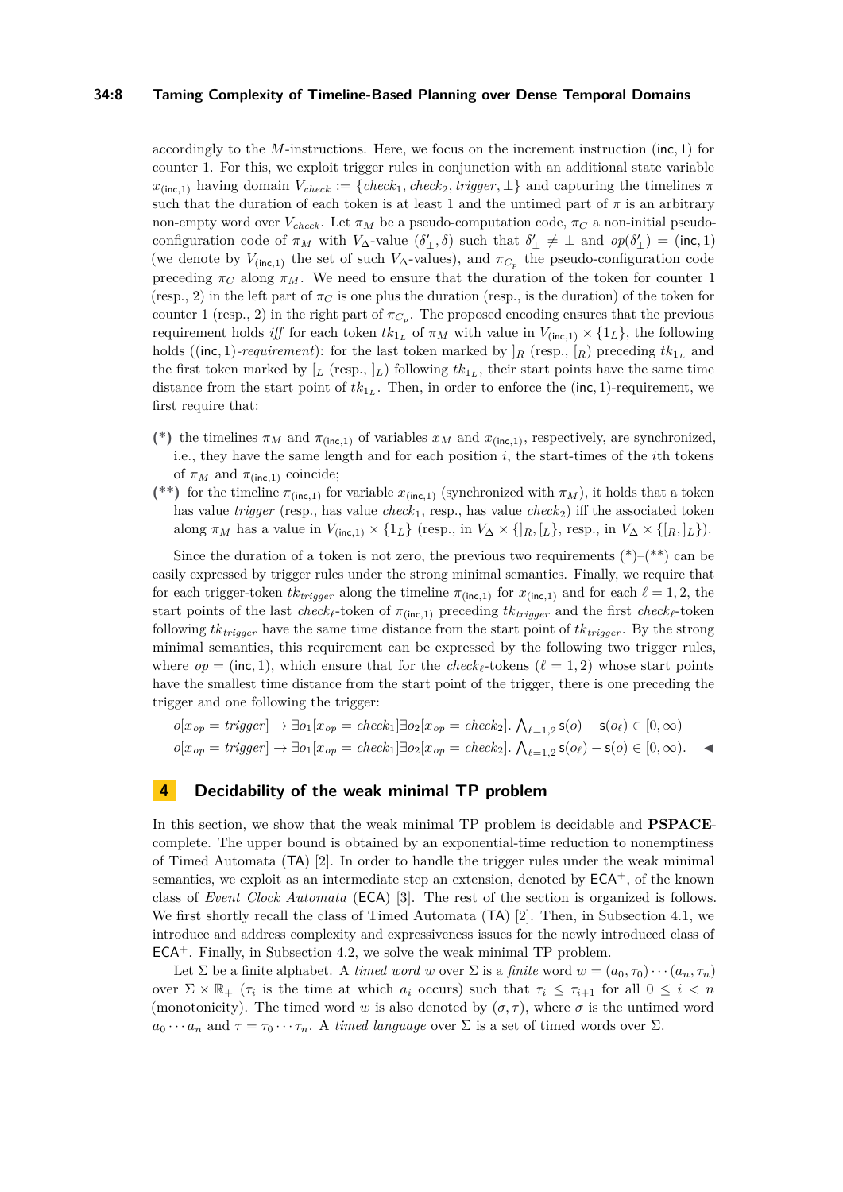accordingly to the $M$-instructions. Here, we focus on the increment instruction $(\mathsf{inc}, 1)$ for counter 1. For this, we exploit trigger rules in conjunction with an additional state variable $x_{(\mathsf{inc},1)}$ having domain $V_{check} := \{check_1, check_2, trigger, \bot\}$ and capturing the timelines $\pi$ such that the duration of each token is at least 1 and the untimed part of $\pi$ is an arbitrary non-empty word over $V_{check}$. Let $\pi_M$ be a pseudo-computation code, $\pi_C$ a non-initial pseudo-configuration code of $\pi_M$ with $V_\Delta$-value $(\delta'_\bot, \delta)$ such that $\delta'_\bot \neq \bot$ and $op(\delta'_\bot) = (\mathsf{inc}, 1)$ (we denote by $V_{(\mathsf{inc},1)}$ the set of such $V_\Delta$-values), and $\pi_{C_p}$ the pseudo-configuration code preceding $\pi_C$ along $\pi_M$. We need to ensure that the duration of the token for counter 1 (resp., 2) in the left part of $\pi_C$ is one plus the duration (resp., is the duration) of the token for counter 1 (resp., 2) in the right part of $\pi_{C_p}$. The proposed encoding ensures that the previous requirement holds *iff* for each token $tk_{1_L}$ of $\pi_M$ with value in $V_{(\mathsf{inc},1)} \times \{1_L\}$, the following holds ($(\mathsf{inc}, 1)$-*requirement*): for the last token marked by $]_R$ (resp., $[_R$) preceding $tk_{1_L}$ and the first token marked by $[_L$ (resp., $]_L$) following $tk_{1_L}$, their start points have the same time distance from the start point of $tk_{1_L}$. Then, in order to enforce the $(\mathsf{inc}, 1)$-requirement, we first require that:

- **(\*)** the timelines $\pi_M$ and $\pi_{(\mathsf{inc},1)}$ of variables $x_M$ and $x_{(\mathsf{inc},1)}$, respectively, are synchronized, i.e., they have the same length and for each position $i$, the start-times of the $i$th tokens of $\pi_M$ and $\pi_{(\mathsf{inc},1)}$ coincide;
- **(\*\*)** for the timeline $\pi_{(\mathsf{inc},1)}$ for variable $x_{(\mathsf{inc},1)}$ (synchronized with $\pi_M$), it holds that a token has value *trigger* (resp., has value $check_1$, resp., has value $check_2$) iff the associated token along $\pi_M$ has a value in $V_{(\mathsf{inc},1)} \times \{1_L\}$ (resp., in $V_\Delta \times \{]_R, [_L\}$, resp., in $V_\Delta \times \{[_R, ]_L\}$).

Since the duration of a token is not zero, the previous two requirements (\*)–(\*\*) can be easily expressed by trigger rules under the strong minimal semantics. Finally, we require that for each trigger-token $tk_{trigger}$ along the timeline $\pi_{(\mathsf{inc},1)}$ for $x_{(\mathsf{inc},1)}$ and for each $\ell = 1, 2$, the start points of the last $check_\ell$-token of $\pi_{(\mathsf{inc},1)}$ preceding $tk_{trigger}$ and the first $check_\ell$-token following $tk_{trigger}$ have the same time distance from the start point of $tk_{trigger}$. By the strong minimal semantics, this requirement can be expressed by the following two trigger rules, where $op = (\mathsf{inc}, 1)$, which ensure that for the $check_\ell$-tokens ($\ell = 1, 2$) whose start points have the smallest time distance from the start point of the trigger, there is one preceding the trigger and one following the trigger:

$$o[x_{op} = trigger] \to \exists o_1[x_{op} = check_1] \exists o_2[x_{op} = check_2]. \bigwedge_{\ell=1,2} \mathsf{s}(o) - \mathsf{s}(o_\ell) \in [0, \infty)$$

$$o[x_{op} = trigger] \to \exists o_1[x_{op} = check_1] \exists o_2[x_{op} = check_2]. \bigwedge_{\ell=1,2} \mathsf{s}(o_\ell) - \mathsf{s}(o) \in [0, \infty). \quad \blacktriangleleft$$

## 4 Decidability of the weak minimal TP problem

In this section, we show that the weak minimal TP problem is decidable and **PSPACE**-complete. The upper bound is obtained by an exponential-time reduction to nonemptiness of Timed Automata (TA) [2]. In order to handle the trigger rules under the weak minimal semantics, we exploit as an intermediate step an extension, denoted by $\mathsf{ECA}^+$, of the known class of *Event Clock Automata* (ECA) [3]. The rest of the section is organized is follows. We first shortly recall the class of Timed Automata (TA) [2]. Then, in Subsection 4.1, we introduce and address complexity and expressiveness issues for the newly introduced class of $\mathsf{ECA}^+$. Finally, in Subsection 4.2, we solve the weak minimal TP problem.

Let $\Sigma$ be a finite alphabet. A *timed word* $w$ over $\Sigma$ is a *finite* word $w = (a_0, \tau_0) \cdots (a_n, \tau_n)$ over $\Sigma \times \mathbb{R}_+$ ($\tau_i$ is the time at which $a_i$ occurs) such that $\tau_i \leq \tau_{i+1}$ for all $0 \leq i < n$ (monotonicity). The timed word $w$ is also denoted by $(\sigma, \tau)$, where $\sigma$ is the untimed word $a_0 \cdots a_n$ and $\tau = \tau_0 \cdots \tau_n$. A *timed language* over $\Sigma$ is a set of timed words over $\Sigma$.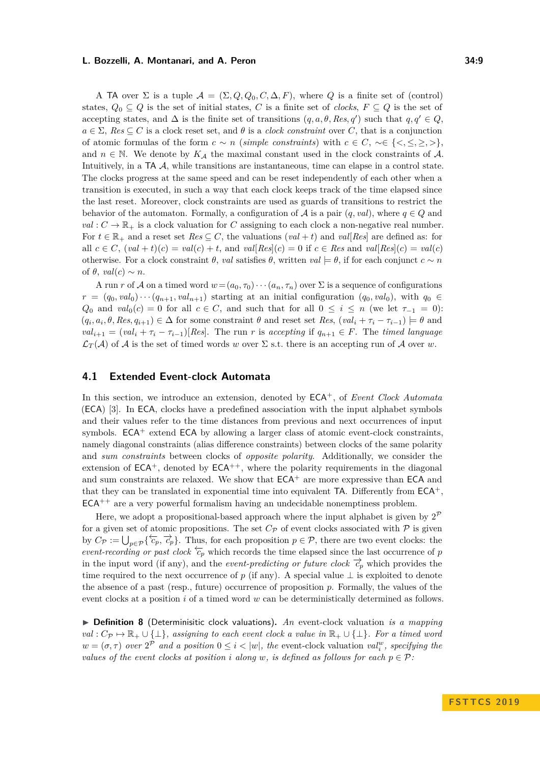A TA over $\Sigma$ is a tuple $\mathcal{A} = (\Sigma, Q, Q_0, C, \Delta, F)$, where $Q$ is a finite set of (control) states, $Q_0 \subseteq Q$ is the set of initial states, $C$ is a finite set of *clocks*, $F \subseteq Q$ is the set of accepting states, and $\Delta$ is the finite set of transitions $(q, a, \theta, Res, q')$ such that $q, q' \in Q$, $a \in \Sigma$, $Res \subseteq C$ is a clock reset set, and $\theta$ is a *clock constraint* over $C$, that is a conjunction of atomic formulas of the form $c \sim n$ (*simple constraints*) with $c \in C$, $\sim \in \{<, \leq, \geq, >\}$, and $n \in \mathbb{N}$. We denote by $K_\mathcal{A}$ the maximal constant used in the clock constraints of $\mathcal{A}$. Intuitively, in a TA $\mathcal{A}$, while transitions are instantaneous, time can elapse in a control state. The clocks progress at the same speed and can be reset independently of each other when a transition is executed, in such a way that each clock keeps track of the time elapsed since the last reset. Moreover, clock constraints are used as guards of transitions to restrict the behavior of the automaton. Formally, a configuration of $\mathcal{A}$ is a pair $(q, val)$, where $q \in Q$ and $val : C \to \mathbb{R}_+$ is a clock valuation for $C$ assigning to each clock a non-negative real number. For $t \in \mathbb{R}_+$ and a reset set $Res \subseteq C$, the valuations $(val + t)$ and $val[Res]$ are defined as: for all $c \in C$, $(val + t)(c) = val(c) + t$, and $val[Res](c) = 0$ if $c \in Res$ and $val[Res](c) = val(c)$ otherwise. For a clock constraint $\theta$, $val$ satisfies $\theta$, written $val \models \theta$, if for each conjunct $c \sim n$ of $\theta$, $val(c) \sim n$.

A run $r$ of $\mathcal{A}$ on a timed word $w = (a_0, \tau_0) \cdots (a_n, \tau_n)$ over $\Sigma$ is a sequence of configurations $r = (q_0, val_0) \cdots (q_{n+1}, val_{n+1})$ starting at an initial configuration $(q_0, val_0)$, with $q_0 \in Q_0$ and $val_0(c) = 0$ for all $c \in C$, and such that for all $0 \leq i \leq n$ (we let $\tau_{-1} = 0$): $(q_i, a_i, \theta, Res, q_{i+1}) \in \Delta$ for some constraint $\theta$ and reset set $Res$, $(val_i + \tau_i - \tau_{i-1}) \models \theta$ and $val_{i+1} = (val_i + \tau_i - \tau_{i-1})[Res]$. The run $r$ is *accepting* if $q_{n+1} \in F$. The *timed language* $\mathcal{L}_T(\mathcal{A})$ of $\mathcal{A}$ is the set of timed words $w$ over $\Sigma$ s.t. there is an accepting run of $\mathcal{A}$ over $w$.

## 4.1 Extended Event-clock Automata

In this section, we introduce an extension, denoted by $\mathsf{ECA}^+$, of *Event Clock Automata* (ECA) [3]. In ECA, clocks have a predefined association with the input alphabet symbols and their values refer to the time distances from previous and next occurrences of input symbols. $\mathsf{ECA}^+$ extend ECA by allowing a larger class of atomic event-clock constraints, namely diagonal constraints (alias difference constraints) between clocks of the same polarity and *sum constraints* between clocks of *opposite polarity*. Additionally, we consider the extension of $\mathsf{ECA}^+$, denoted by $\mathsf{ECA}^{++}$, where the polarity requirements in the diagonal and sum constraints are relaxed. We show that $\mathsf{ECA}^+$ are more expressive than ECA and that they can be translated in exponential time into equivalent TA. Differently from $\mathsf{ECA}^+$, $\mathsf{ECA}^{++}$ are a very powerful formalism having an undecidable nonemptiness problem.

Here, we adopt a propositional-based approach where the input alphabet is given by $2^\mathcal{P}$ for a given set of atomic propositions. The set $C_\mathcal{P}$ of event clocks associated with $\mathcal{P}$ is given by $C_\mathcal{P} := \bigcup_{p \in \mathcal{P}} \{\overleftarrow{c}_p, \overrightarrow{c}_p\}$. Thus, for each proposition $p \in \mathcal{P}$, there are two event clocks: the *event-recording or past clock* $\overleftarrow{c}_p$ which records the time elapsed since the last occurrence of $p$ in the input word (if any), and the *event-predicting or future clock* $\overrightarrow{c}_p$ which provides the time required to the next occurrence of $p$ (if any). A special value $\bot$ is exploited to denote the absence of a past (resp., future) occurrence of proposition $p$. Formally, the values of the event clocks at a position $i$ of a timed word $w$ can be deterministically determined as follows.

▶ **Definition 8** (Determinisitic clock valuations). *An* event-clock valuation *is a mapping $val : C_\mathcal{P} \mapsto \mathbb{R}_+ \cup \{\bot\}$, assigning to each event clock a value in $\mathbb{R}_+ \cup \{\bot\}$. For a timed word $w = (\sigma, \tau)$ over $2^\mathcal{P}$ and a position $0 \leq i < |w|$, the* event-clock valuation *$val_i^w$, specifying the values of the event clocks at position $i$ along $w$, is defined as follows for each $p \in \mathcal{P}$:*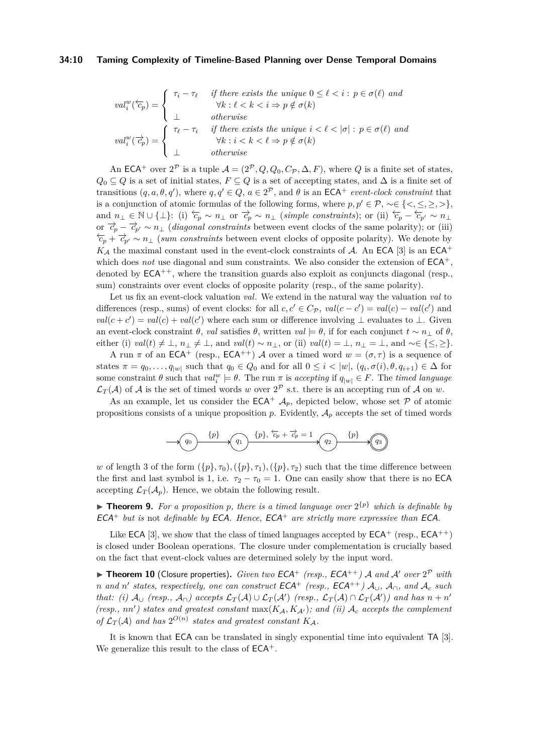$$val_i^w(\overleftarrow{c}_p) = \begin{cases} \tau_i - \tau_\ell & \text{if there exists the unique } 0 \leq \ell < i : p \in \sigma(\ell) \text{ and} \\ & \quad \forall k : \ell < k < i \Rightarrow p \notin \sigma(k) \\ \bot & \text{otherwise} \end{cases}$$

$$val_i^w(\overrightarrow{c}_p) = \begin{cases} \tau_\ell - \tau_i & \text{if there exists the unique } i < \ell < |\sigma| : p \in \sigma(\ell) \text{ and} \\ & \quad \forall k : i < k < \ell \Rightarrow p \notin \sigma(k) \\ \bot & \text{otherwise} \end{cases}$$

An $\mathsf{ECA}^+$ over $2^{\mathcal{P}}$ is a tuple $\mathcal{A} = (2^{\mathcal{P}}, Q, Q_0, C_{\mathcal{P}}, \Delta, F)$, where $Q$ is a finite set of states, $Q_0 \subseteq Q$ is a set of initial states, $F \subseteq Q$ is a set of accepting states, and $\Delta$ is a finite set of transitions $(q, a, \theta, q')$, where $q, q' \in Q$, $a \in 2^{\mathcal{P}}$, and $\theta$ is an $\mathsf{ECA}^+$ *event-clock constraint* that is a conjunction of atomic formulas of the following forms, where $p, p' \in \mathcal{P}$, $\sim \in \{<, \leq, \geq, >\}$, and $n_\bot \in \mathbb{N} \cup \{\bot\}$: (i) $\overleftarrow{c}_p \sim n_\bot$ or $\overrightarrow{c}_p \sim n_\bot$ (*simple constraints*); or (ii) $\overleftarrow{c}_p - \overleftarrow{c}_{p'} \sim n_\bot$ or $\overrightarrow{c}_p - \overrightarrow{c}_{p'} \sim n_\bot$ (*diagonal constraints* between event clocks of the same polarity); or (iii) $\overleftarrow{c}_p + \overrightarrow{c}_{p'} \sim n_\bot$ (*sum constraints* between event clocks of opposite polarity). We denote by $K_{\mathcal{A}}$ the maximal constant used in the event-clock constraints of $\mathcal{A}$. An $\mathsf{ECA}$ [3] is an $\mathsf{ECA}^+$ which does *not* use diagonal and sum constraints. We also consider the extension of $\mathsf{ECA}^+$, denoted by $\mathsf{ECA}^{++}$, where the transition guards also exploit as conjuncts diagonal (resp., sum) constraints over event clocks of opposite polarity (resp., of the same polarity).

Let us fix an event-clock valuation $val$. We extend in the natural way the valuation $val$ to differences (resp., sums) of event clocks: for all $c, c' \in C_{\mathcal{P}}$, $val(c - c') = val(c) - val(c')$ and $val(c + c') = val(c) + val(c')$ where each sum or difference involving $\bot$ evaluates to $\bot$. Given an event-clock constraint $\theta$, $val$ satisfies $\theta$, written $val \models \theta$, if for each conjunct $t \sim n_\bot$ of $\theta$, either (i) $val(t) \neq \bot$, $n_\bot \neq \bot$, and $val(t) \sim n_\bot$, or (ii) $val(t) = \bot$, $n_\bot = \bot$, and $\sim \in \{\leq, \geq\}$.

A run $\pi$ of an $\mathsf{ECA}^+$ (resp., $\mathsf{ECA}^{++}$) $\mathcal{A}$ over a timed word $w = (\sigma, \tau)$ is a sequence of states $\pi = q_0, \ldots, q_{|w|}$ such that $q_0 \in Q_0$ and for all $0 \leq i < |w|$, $(q_i, \sigma(i), \theta, q_{i+1}) \in \Delta$ for some constraint $\theta$ such that $val_i^w \models \theta$. The run $\pi$ is *accepting* if $q_{|w|} \in F$. The *timed language* $\mathcal{L}_T(\mathcal{A})$ of $\mathcal{A}$ is the set of timed words $w$ over $2^{\mathcal{P}}$ s.t. there is an accepting run of $\mathcal{A}$ on $w$.

As an example, let us consider the $\mathsf{ECA}^+$ $\mathcal{A}_p$, depicted below, whose set $\mathcal{P}$ of atomic propositions consists of a unique proposition $p$. Evidently, $\mathcal{A}_p$ accepts the set of timed words

$$\rightarrow (q_0) \xrightarrow{\{p\}} (q_1) \xrightarrow{\{p\},\ \overleftarrow{c}_p + \overrightarrow{c}_p = 1} (q_2) \xrightarrow{\{p\}} ((q_3))$$

$w$ of length 3 of the form $(\{p\}, \tau_0), (\{p\}, \tau_1), (\{p\}, \tau_2)$ such that the time difference between the first and last symbol is 1, i.e. $\tau_2 - \tau_0 = 1$. One can easily show that there is no $\mathsf{ECA}$ accepting $\mathcal{L}_T(\mathcal{A}_p)$. Hence, we obtain the following result.

▶ **Theorem 9.** *For a proposition $p$, there is a timed language over $2^{\{p\}}$ which is definable by $\mathsf{ECA}^+$ but is* not *definable by $\mathsf{ECA}$. Hence, $\mathsf{ECA}^+$ are strictly more expressive than $\mathsf{ECA}$.*

Like $\mathsf{ECA}$ [3], we show that the class of timed languages accepted by $\mathsf{ECA}^+$ (resp., $\mathsf{ECA}^{++}$) is closed under Boolean operations. The closure under complementation is crucially based on the fact that event-clock values are determined solely by the input word.

▶ **Theorem 10** (Closure properties). *Given two $\mathsf{ECA}^+$ (resp., $\mathsf{ECA}^{++}$) $\mathcal{A}$ and $\mathcal{A}'$ over $2^{\mathcal{P}}$ with $n$ and $n'$ states, respectively, one can construct $\mathsf{ECA}^+$ (resp., $\mathsf{ECA}^{++}$) $\mathcal{A}_\cup$, $\mathcal{A}_\cap$, and $\mathcal{A}_c$ such that: (i) $\mathcal{A}_\cup$ (resp., $\mathcal{A}_\cap$) accepts $\mathcal{L}_T(\mathcal{A}) \cup \mathcal{L}_T(\mathcal{A}')$ (resp., $\mathcal{L}_T(\mathcal{A}) \cap \mathcal{L}_T(\mathcal{A}')$) and has $n + n'$ (resp., $nn'$) states and greatest constant $\max(K_{\mathcal{A}}, K_{\mathcal{A}'})$; and (ii) $\mathcal{A}_c$ accepts the complement of $\mathcal{L}_T(\mathcal{A})$ and has $2^{O(n)}$ states and greatest constant $K_{\mathcal{A}}$.*

It is known that $\mathsf{ECA}$ can be translated in singly exponential time into equivalent $\mathsf{TA}$ [3]. We generalize this result to the class of $\mathsf{ECA}^+$.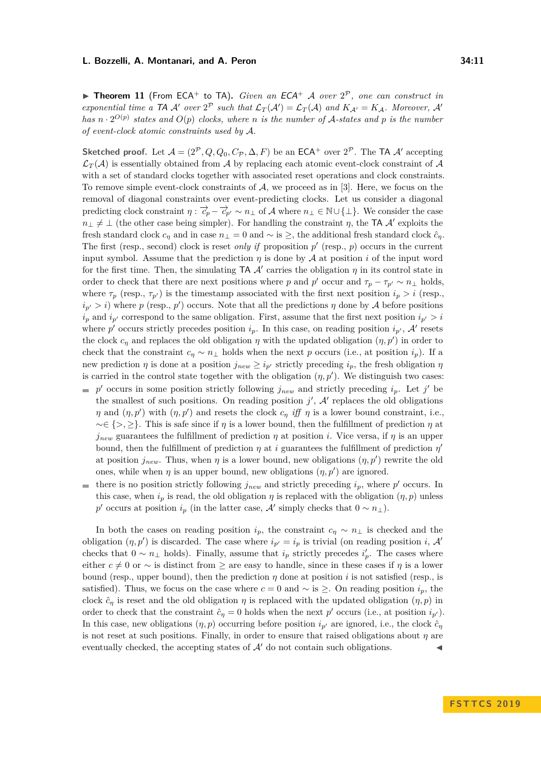▶ **Theorem 11** (From ECA$^+$ to TA)**.** *Given an ECA$^+$ $\mathcal{A}$ over $2^{\mathcal{P}}$, one can construct in exponential time a TA $\mathcal{A}'$ over $2^{\mathcal{P}}$ such that $\mathcal{L}_T(\mathcal{A}') = \mathcal{L}_T(\mathcal{A})$ and $K_{\mathcal{A}'} = K_{\mathcal{A}}$. Moreover, $\mathcal{A}'$ has $n \cdot 2^{O(p)}$ states and $O(p)$ clocks, where $n$ is the number of $\mathcal{A}$-states and $p$ is the number of event-clock atomic constraints used by $\mathcal{A}$.*

**Sketched proof.** Let $\mathcal{A} = (2^{\mathcal{P}}, Q, Q_0, C_{\mathcal{P}}, \Delta, F)$ be an ECA$^+$ over $2^{\mathcal{P}}$. The TA $\mathcal{A}'$ accepting $\mathcal{L}_T(\mathcal{A})$ is essentially obtained from $\mathcal{A}$ by replacing each atomic event-clock constraint of $\mathcal{A}$ with a set of standard clocks together with associated reset operations and clock constraints. To remove simple event-clock constraints of $\mathcal{A}$, we proceed as in [3]. Here, we focus on the removal of diagonal constraints over event-predicting clocks. Let us consider a diagonal predicting clock constraint $\eta : \overrightarrow{c}_p - \overrightarrow{c}_{p'} \sim n_\perp$ of $\mathcal{A}$ where $n_\perp \in \mathbb{N} \cup \{\perp\}$. We consider the case $n_\perp \neq \perp$ (the other case being simpler). For handling the constraint $\eta$, the TA $\mathcal{A}'$ exploits the fresh standard clock $c_\eta$ and in case $n_\perp = 0$ and $\sim$ is $\geq$, the additional fresh standard clock $\hat{c}_\eta$. The first (resp., second) clock is reset *only if* proposition $p'$ (resp., $p$) occurs in the current input symbol. Assume that the prediction $\eta$ is done by $\mathcal{A}$ at position $i$ of the input word for the first time. Then, the simulating TA $\mathcal{A}'$ carries the obligation $\eta$ in its control state in order to check that there are next positions where $p$ and $p'$ occur and $\tau_p - \tau_{p'} \sim n_\perp$ holds, where $\tau_p$ (resp., $\tau_{p'}$) is the timestamp associated with the first next position $i_p > i$ (resp., $i_{p'} > i$) where $p$ (resp., $p'$) occurs. Note that all the predictions $\eta$ done by $\mathcal{A}$ before positions $i_p$ and $i_{p'}$ correspond to the same obligation. First, assume that the first next position $i_{p'} > i$ where $p'$ occurs strictly precedes position $i_p$. In this case, on reading position $i_{p'}$, $\mathcal{A}'$ resets the clock $c_\eta$ and replaces the old obligation $\eta$ with the updated obligation $(\eta, p')$ in order to check that the constraint $c_\eta \sim n_\perp$ holds when the next $p$ occurs (i.e., at position $i_p$). If a new prediction $\eta$ is done at a position $j_{new} \geq i_{p'}$ strictly preceding $i_p$, the fresh obligation $\eta$ is carried in the control state together with the obligation $(\eta, p')$. We distinguish two cases:

- $p'$ occurs in some position strictly following $j_{new}$ and strictly preceding $i_p$. Let $j'$ be the smallest of such positions. On reading position $j'$, $\mathcal{A}'$ replaces the old obligations $\eta$ and $(\eta, p')$ with $(\eta, p')$ and resets the clock $c_\eta$ *iff* $\eta$ is a lower bound constraint, i.e., $\sim \in \{>, \geq\}$. This is safe since if $\eta$ is a lower bound, then the fulfillment of prediction $\eta$ at $j_{new}$ guarantees the fulfillment of prediction $\eta$ at position $i$. Vice versa, if $\eta$ is an upper bound, then the fulfillment of prediction $\eta$ at $i$ guarantees the fulfillment of prediction $\eta'$ at position $j_{new}$. Thus, when $\eta$ is a lower bound, new obligations $(\eta, p')$ rewrite the old ones, while when $\eta$ is an upper bound, new obligations $(\eta, p')$ are ignored.
- there is no position strictly following $j_{new}$ and strictly preceding $i_p$, where $p'$ occurs. In this case, when $i_p$ is read, the old obligation $\eta$ is replaced with the obligation $(\eta, p)$ unless $p'$ occurs at position $i_p$ (in the latter case, $\mathcal{A}'$ simply checks that $0 \sim n_\perp$).

In both the cases on reading position $i_p$, the constraint $c_\eta \sim n_\perp$ is checked and the obligation $(\eta, p')$ is discarded. The case where $i_{p'} = i_p$ is trivial (on reading position $i$, $\mathcal{A}'$ checks that $0 \sim n_\perp$ holds). Finally, assume that $i_p$ strictly precedes $i'_p$. The cases where either $c \neq 0$ or $\sim$ is distinct from $\geq$ are easy to handle, since in these cases if $\eta$ is a lower bound (resp., upper bound), then the prediction $\eta$ done at position $i$ is not satisfied (resp., is satisfied). Thus, we focus on the case where $c = 0$ and $\sim$ is $\geq$. On reading position $i_p$, the clock $\hat{c}_\eta$ is reset and the old obligation $\eta$ is replaced with the updated obligation $(\eta, p)$ in order to check that the constraint $\hat{c}_\eta = 0$ holds when the next $p'$ occurs (i.e., at position $i_{p'}$). In this case, new obligations $(\eta, p)$ occurring before position $i_{p'}$ are ignored, i.e., the clock $\hat{c}_\eta$ is not reset at such positions. Finally, in order to ensure that raised obligations about $\eta$ are eventually checked, the accepting states of $\mathcal{A}'$ do not contain such obligations. ◀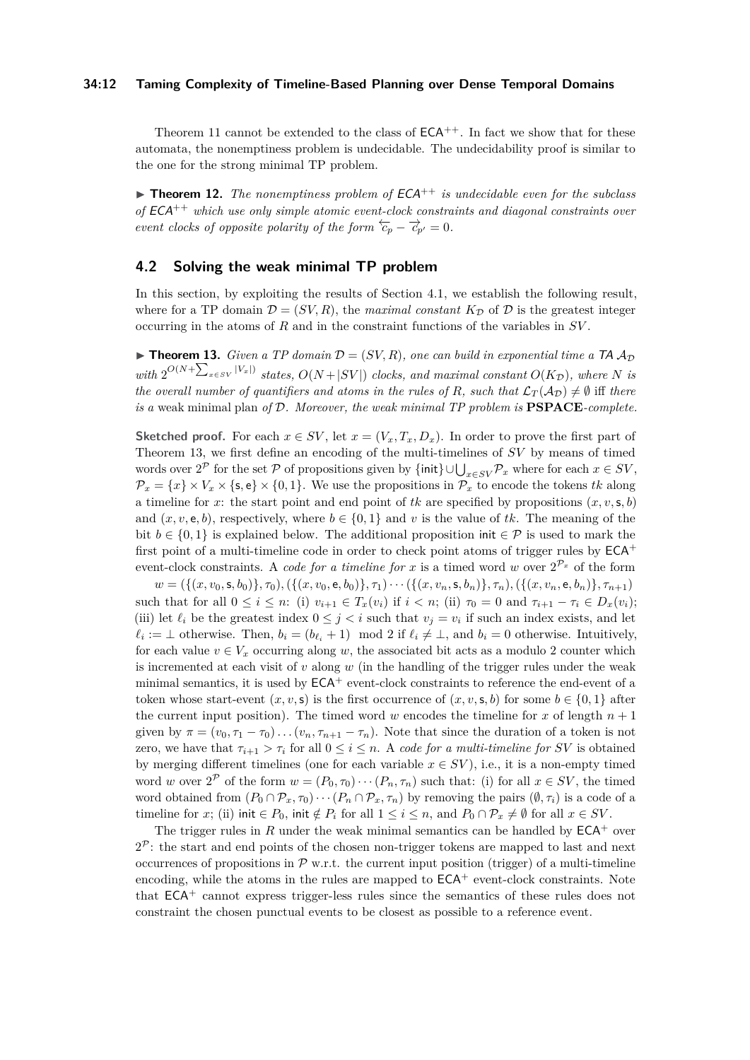Theorem 11 cannot be extended to the class of $\mathsf{ECA}^{++}$. In fact we show that for these automata, the nonemptiness problem is undecidable. The undecidability proof is similar to the one for the strong minimal TP problem.

▶ **Theorem 12.** *The nonemptiness problem of $\mathsf{ECA}^{++}$ is undecidable even for the subclass of $\mathsf{ECA}^{++}$ which use only simple atomic event-clock constraints and diagonal constraints over event clocks of opposite polarity of the form $\overleftarrow{c}_p - \overrightarrow{c}_{p'} = 0$.*

## 4.2 Solving the weak minimal TP problem

In this section, by exploiting the results of Section 4.1, we establish the following result, where for a TP domain $\mathcal{D} = (SV, R)$, the *maximal constant* $K_{\mathcal{D}}$ of $\mathcal{D}$ is the greatest integer occurring in the atoms of $R$ and in the constraint functions of the variables in $SV$.

▶ **Theorem 13.** *Given a TP domain $\mathcal{D} = (SV, R)$, one can build in exponential time a $\mathsf{TA}$ $\mathcal{A}_{\mathcal{D}}$ with $2^{O(N+\sum_{x\in SV}|V_x|)}$ states, $O(N+|SV|)$ clocks, and maximal constant $O(K_{\mathcal{D}})$, where $N$ is the overall number of quantifiers and atoms in the rules of $R$, such that $\mathcal{L}_T(\mathcal{A}_{\mathcal{D}}) \neq \emptyset$ iff there is a* weak minimal plan *of $\mathcal{D}$. Moreover, the weak minimal TP problem is* **PSPACE***-complete.*

**Sketched proof.** For each $x \in SV$, let $x = (V_x, T_x, D_x)$. In order to prove the first part of Theorem 13, we first define an encoding of the multi-timelines of $SV$ by means of timed words over $2^{\mathcal{P}}$ for the set $\mathcal{P}$ of propositions given by $\{\mathsf{init}\} \cup \bigcup_{x\in SV} \mathcal{P}_x$ where for each $x \in SV$, $\mathcal{P}_x = \{x\} \times V_x \times \{\mathsf{s}, \mathsf{e}\} \times \{0, 1\}$. We use the propositions in $\mathcal{P}_x$ to encode the tokens $tk$ along a timeline for $x$: the start point and end point of $tk$ are specified by propositions $(x, v, \mathsf{s}, b)$ and $(x, v, \mathsf{e}, b)$, respectively, where $b \in \{0, 1\}$ and $v$ is the value of $tk$. The meaning of the bit $b \in \{0, 1\}$ is explained below. The additional proposition $\mathsf{init} \in \mathcal{P}$ is used to mark the first point of a multi-timeline code in order to check point atoms of trigger rules by $\mathsf{ECA}^+$ event-clock constraints. A *code for a timeline for* $x$ is a timed word $w$ over $2^{\mathcal{P}_x}$ of the form

$w = (\{(x, v_0, \mathsf{s}, b_0)\}, \tau_0), (\{(x, v_0, \mathsf{e}, b_0)\}, \tau_1) \cdots (\{(x, v_n, \mathsf{s}, b_n)\}, \tau_n), (\{(x, v_n, \mathsf{e}, b_n)\}, \tau_{n+1})$
such that for all $0 \leq i \leq n$: (i) $v_{i+1} \in T_x(v_i)$ if $i < n$; (ii) $\tau_0 = 0$ and $\tau_{i+1} - \tau_i \in D_x(v_i)$; (iii) let $\ell_i$ be the greatest index $0 \leq j < i$ such that $v_j = v_i$ if such an index exists, and let $\ell_i := \bot$ otherwise. Then, $b_i = (b_{\ell_i} + 1) \mod 2$ if $\ell_i \neq \bot$, and $b_i = 0$ otherwise. Intuitively, for each value $v \in V_x$ occurring along $w$, the associated bit acts as a modulo 2 counter which is incremented at each visit of $v$ along $w$ (in the handling of the trigger rules under the weak minimal semantics, it is used by $\mathsf{ECA}^+$ event-clock constraints to reference the end-event of a token whose start-event $(x, v, \mathsf{s})$ is the first occurrence of $(x, v, \mathsf{s}, b)$ for some $b \in \{0, 1\}$ after the current input position). The timed word $w$ encodes the timeline for $x$ of length $n+1$ given by $\pi = (v_0, \tau_1 - \tau_0) \ldots (v_n, \tau_{n+1} - \tau_n)$. Note that since the duration of a token is not zero, we have that $\tau_{i+1} > \tau_i$ for all $0 \leq i \leq n$. A *code for a multi-timeline for* $SV$ is obtained by merging different timelines (one for each variable $x \in SV$), i.e., it is a non-empty timed word $w$ over $2^{\mathcal{P}}$ of the form $w = (P_0, \tau_0) \cdots (P_n, \tau_n)$ such that: (i) for all $x \in SV$, the timed word obtained from $(P_0 \cap \mathcal{P}_x, \tau_0) \cdots (P_n \cap \mathcal{P}_x, \tau_n)$ by removing the pairs $(\emptyset, \tau_i)$ is a code of a timeline for $x$; (ii) $\mathsf{init} \in P_0$, $\mathsf{init} \notin P_i$ for all $1 \leq i \leq n$, and $P_0 \cap \mathcal{P}_x \neq \emptyset$ for all $x \in SV$.

The trigger rules in $R$ under the weak minimal semantics can be handled by $\mathsf{ECA}^+$ over $2^{\mathcal{P}}$: the start and end points of the chosen non-trigger tokens are mapped to last and next occurrences of propositions in $\mathcal{P}$ w.r.t. the current input position (trigger) of a multi-timeline encoding, while the atoms in the rules are mapped to $\mathsf{ECA}^+$ event-clock constraints. Note that $\mathsf{ECA}^+$ cannot express trigger-less rules since the semantics of these rules does not constraint the chosen punctual events to be closest as possible to a reference event.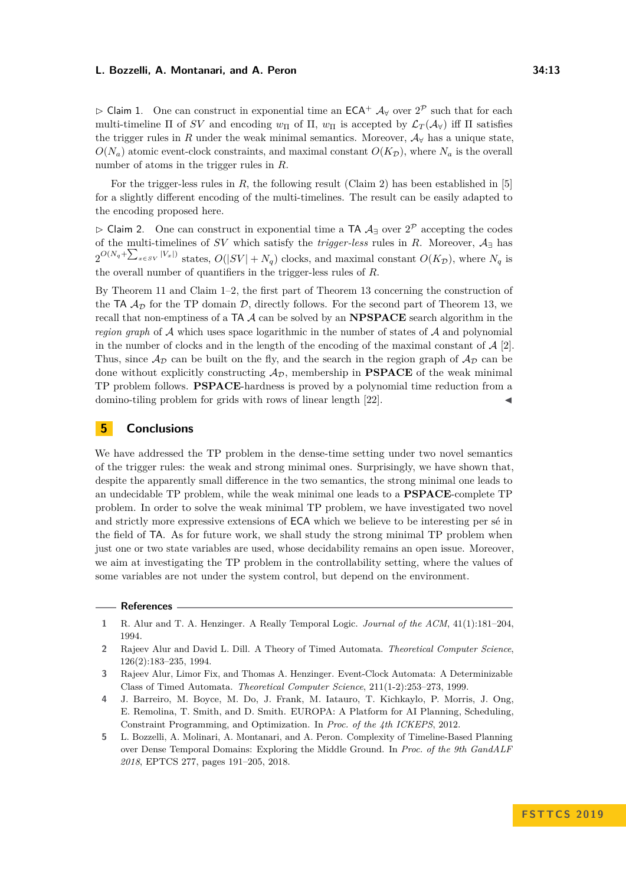▷ Claim 1. One can construct in exponential time an $\mathsf{ECA}^+$ $\mathcal{A}_\forall$ over $2^{\mathcal{P}}$ such that for each multi-timeline $\Pi$ of $SV$ and encoding $w_\Pi$ of $\Pi$, $w_\Pi$ is accepted by $\mathcal{L}_T(\mathcal{A}_\forall)$ iff $\Pi$ satisfies the trigger rules in $R$ under the weak minimal semantics. Moreover, $\mathcal{A}_\forall$ has a unique state, $O(N_a)$ atomic event-clock constraints, and maximal constant $O(K_\mathcal{D})$, where $N_a$ is the overall number of atoms in the trigger rules in $R$.

For the trigger-less rules in $R$, the following result (Claim 2) has been established in [5] for a slightly different encoding of the multi-timelines. The result can be easily adapted to the encoding proposed here.

▷ Claim 2. One can construct in exponential time a $\mathsf{TA}$ $\mathcal{A}_\exists$ over $2^{\mathcal{P}}$ accepting the codes of the multi-timelines of $SV$ which satisfy the *trigger-less* rules in $R$. Moreover, $\mathcal{A}_\exists$ has $2^{O(N_q+\sum_{x\in SV}|V_x|)}$ states, $O(|SV|+N_q)$ clocks, and maximal constant $O(K_\mathcal{D})$, where $N_q$ is the overall number of quantifiers in the trigger-less rules of $R$.

By Theorem 11 and Claim 1–2, the first part of Theorem 13 concerning the construction of the $\mathsf{TA}$ $\mathcal{A}_\mathcal{D}$ for the TP domain $\mathcal{D}$, directly follows. For the second part of Theorem 13, we recall that non-emptiness of a $\mathsf{TA}$ $\mathcal{A}$ can be solved by an **NPSPACE** search algorithm in the *region graph* of $\mathcal{A}$ which uses space logarithmic in the number of states of $\mathcal{A}$ and polynomial in the number of clocks and in the length of the encoding of the maximal constant of $\mathcal{A}$ [2]. Thus, since $\mathcal{A}_\mathcal{D}$ can be built on the fly, and the search in the region graph of $\mathcal{A}_\mathcal{D}$ can be done without explicitly constructing $\mathcal{A}_\mathcal{D}$, membership in **PSPACE** of the weak minimal TP problem follows. **PSPACE**-hardness is proved by a polynomial time reduction from a domino-tiling problem for grids with rows of linear length [22]. ◀

## 5 Conclusions

We have addressed the TP problem in the dense-time setting under two novel semantics of the trigger rules: the weak and strong minimal ones. Surprisingly, we have shown that, despite the apparently small difference in the two semantics, the strong minimal one leads to an undecidable TP problem, while the weak minimal one leads to a **PSPACE**-complete TP problem. In order to solve the weak minimal TP problem, we have investigated two novel and strictly more expressive extensions of $\mathsf{ECA}$ which we believe to be interesting per sé in the field of $\mathsf{TA}$. As for future work, we shall study the strong minimal TP problem when just one or two state variables are used, whose decidability remains an open issue. Moreover, we aim at investigating the TP problem in the controllability setting, where the values of some variables are not under the system control, but depend on the environment.

### References

1. R. Alur and T. A. Henzinger. A Really Temporal Logic. *Journal of the ACM*, 41(1):181–204, 1994.
2. Rajeev Alur and David L. Dill. A Theory of Timed Automata. *Theoretical Computer Science*, 126(2):183–235, 1994.
3. Rajeev Alur, Limor Fix, and Thomas A. Henzinger. Event-Clock Automata: A Determinizable Class of Timed Automata. *Theoretical Computer Science*, 211(1-2):253–273, 1999.
4. J. Barreiro, M. Boyce, M. Do, J. Frank, M. Iatauro, T. Kichkaylo, P. Morris, J. Ong, E. Remolina, T. Smith, and D. Smith. EUROPA: A Platform for AI Planning, Scheduling, Constraint Programming, and Optimization. In *Proc. of the 4th ICKEPS*, 2012.
5. L. Bozzelli, A. Molinari, A. Montanari, and A. Peron. Complexity of Timeline-Based Planning over Dense Temporal Domains: Exploring the Middle Ground. In *Proc. of the 9th GandALF 2018*, EPTCS 277, pages 191–205, 2018.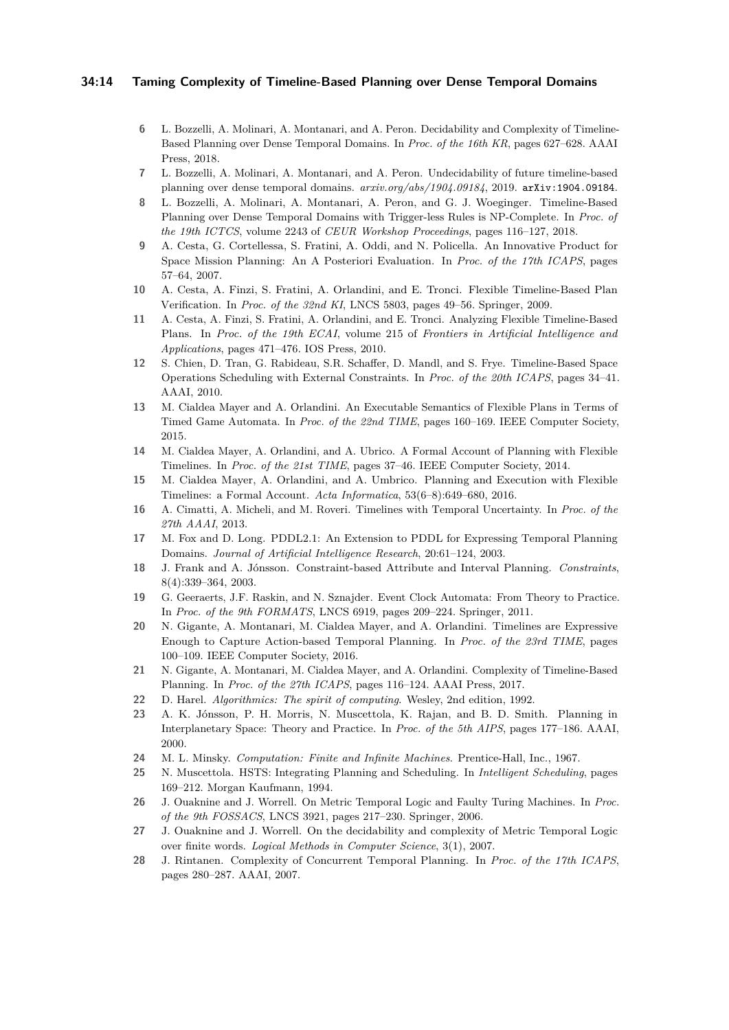6 L. Bozzelli, A. Molinari, A. Montanari, and A. Peron. Decidability and Complexity of Timeline-Based Planning over Dense Temporal Domains. In *Proc. of the 16th KR*, pages 627–628. AAAI Press, 2018.

7 L. Bozzelli, A. Molinari, A. Montanari, and A. Peron. Undecidability of future timeline-based planning over dense temporal domains. *arxiv.org/abs/1904.09184*, 2019. arXiv:1904.09184.

8 L. Bozzelli, A. Molinari, A. Montanari, A. Peron, and G. J. Woeginger. Timeline-Based Planning over Dense Temporal Domains with Trigger-less Rules is NP-Complete. In *Proc. of the 19th ICTCS*, volume 2243 of *CEUR Workshop Proceedings*, pages 116–127, 2018.

9 A. Cesta, G. Cortellessa, S. Fratini, A. Oddi, and N. Policella. An Innovative Product for Space Mission Planning: An A Posteriori Evaluation. In *Proc. of the 17th ICAPS*, pages 57–64, 2007.

10 A. Cesta, A. Finzi, S. Fratini, A. Orlandini, and E. Tronci. Flexible Timeline-Based Plan Verification. In *Proc. of the 32nd KI*, LNCS 5803, pages 49–56. Springer, 2009.

11 A. Cesta, A. Finzi, S. Fratini, A. Orlandini, and E. Tronci. Analyzing Flexible Timeline-Based Plans. In *Proc. of the 19th ECAI*, volume 215 of *Frontiers in Artificial Intelligence and Applications*, pages 471–476. IOS Press, 2010.

12 S. Chien, D. Tran, G. Rabideau, S.R. Schaffer, D. Mandl, and S. Frye. Timeline-Based Space Operations Scheduling with External Constraints. In *Proc. of the 20th ICAPS*, pages 34–41. AAAI, 2010.

13 M. Cialdea Mayer and A. Orlandini. An Executable Semantics of Flexible Plans in Terms of Timed Game Automata. In *Proc. of the 22nd TIME*, pages 160–169. IEEE Computer Society, 2015.

14 M. Cialdea Mayer, A. Orlandini, and A. Ubrico. A Formal Account of Planning with Flexible Timelines. In *Proc. of the 21st TIME*, pages 37–46. IEEE Computer Society, 2014.

15 M. Cialdea Mayer, A. Orlandini, and A. Umbrico. Planning and Execution with Flexible Timelines: a Formal Account. *Acta Informatica*, 53(6–8):649–680, 2016.

16 A. Cimatti, A. Micheli, and M. Roveri. Timelines with Temporal Uncertainty. In *Proc. of the 27th AAAI*, 2013.

17 M. Fox and D. Long. PDDL2.1: An Extension to PDDL for Expressing Temporal Planning Domains. *Journal of Artificial Intelligence Research*, 20:61–124, 2003.

18 J. Frank and A. Jónsson. Constraint-based Attribute and Interval Planning. *Constraints*, 8(4):339–364, 2003.

19 G. Geeraerts, J.F. Raskin, and N. Sznajder. Event Clock Automata: From Theory to Practice. In *Proc. of the 9th FORMATS*, LNCS 6919, pages 209–224. Springer, 2011.

20 N. Gigante, A. Montanari, M. Cialdea Mayer, and A. Orlandini. Timelines are Expressive Enough to Capture Action-based Temporal Planning. In *Proc. of the 23rd TIME*, pages 100–109. IEEE Computer Society, 2016.

21 N. Gigante, A. Montanari, M. Cialdea Mayer, and A. Orlandini. Complexity of Timeline-Based Planning. In *Proc. of the 27th ICAPS*, pages 116–124. AAAI Press, 2017.

22 D. Harel. *Algorithmics: The spirit of computing*. Wesley, 2nd edition, 1992.

23 A. K. Jónsson, P. H. Morris, N. Muscettola, K. Rajan, and B. D. Smith. Planning in Interplanetary Space: Theory and Practice. In *Proc. of the 5th AIPS*, pages 177–186. AAAI, 2000.

24 M. L. Minsky. *Computation: Finite and Infinite Machines*. Prentice-Hall, Inc., 1967.

25 N. Muscettola. HSTS: Integrating Planning and Scheduling. In *Intelligent Scheduling*, pages 169–212. Morgan Kaufmann, 1994.

26 J. Ouaknine and J. Worrell. On Metric Temporal Logic and Faulty Turing Machines. In *Proc. of the 9th FOSSACS*, LNCS 3921, pages 217–230. Springer, 2006.

27 J. Ouaknine and J. Worrell. On the decidability and complexity of Metric Temporal Logic over finite words. *Logical Methods in Computer Science*, 3(1), 2007.

28 J. Rintanen. Complexity of Concurrent Temporal Planning. In *Proc. of the 17th ICAPS*, pages 280–287. AAAI, 2007.